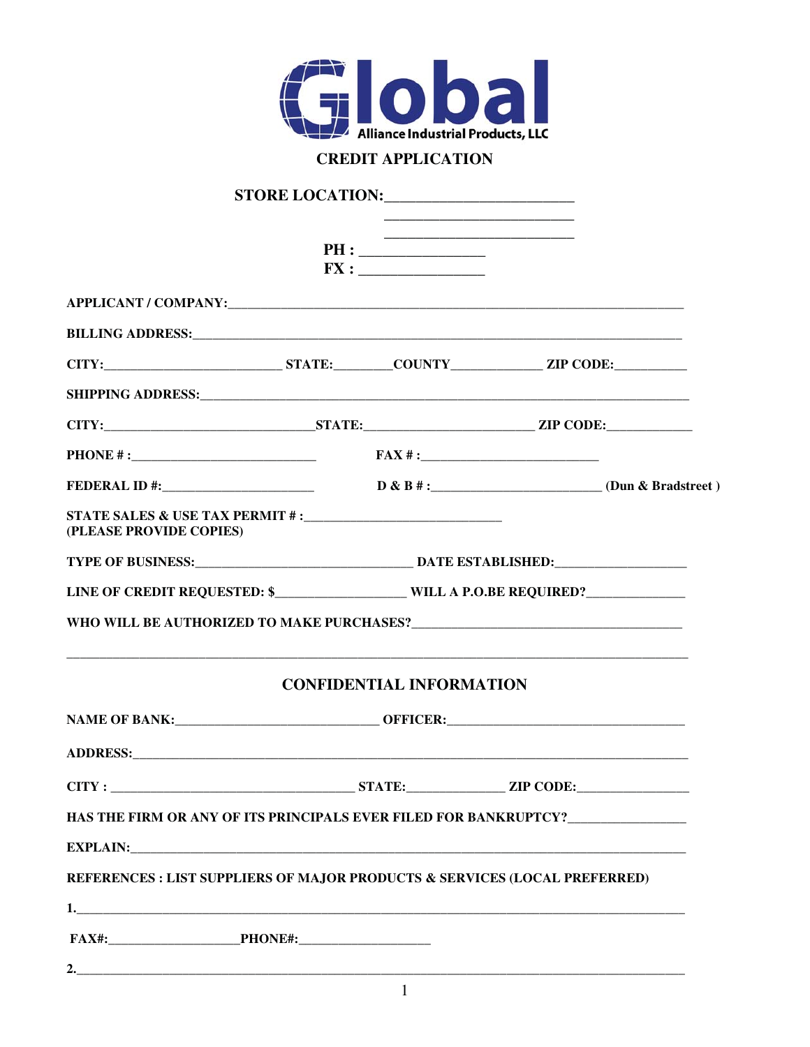# Global Alliance Industrial Products, LLC

## CREDIT APPLICATION

**STORE LOCATION:**________________________

________________________

________________________

**PH :** ________________

**FX :** ________________

**APPLICANT / COMPANY:**________________________________________________________________

**BILLING ADDRESS:**____________________________________________________________________

**CITY:**________________________ **STATE:**________ **COUNTY**____________ **ZIP CODE:**__________

**SHIPPING ADDRESS:**___________________________________________________________________

**CITY:**____________________________ **STATE:**______________________ **ZIP CODE:**____________

**PHONE # :**__________________________ **FAX # :**_________________________

**FEDERAL ID #:**______________________ **D & B # :**_______________________ **(Dun & Bradstreet )**

**STATE SALES & USE TAX PERMIT # :**____________________________
**(PLEASE PROVIDE COPIES)**

**TYPE OF BUSINESS:**_____________________________ **DATE ESTABLISHED:**__________________

**LINE OF CREDIT REQUESTED: $**__________________ **WILL A P.O.BE REQUIRED?**______________

**WHO WILL BE AUTHORIZED TO MAKE PURCHASES?**________________________________________

___________________________________________________________________________________

## CONFIDENTIAL INFORMATION

**NAME OF BANK:**____________________________ **OFFICER:**_________________________________

**ADDRESS:**____________________________________________________________________________

**CITY :** __________________________________ **STATE:**_____________ **ZIP CODE:**_______________

**HAS THE FIRM OR ANY OF ITS PRINCIPALS EVER FILED FOR BANKRUPTCY?**________________

**EXPLAIN:**____________________________________________________________________________

**REFERENCES : LIST SUPPLIERS OF MAJOR PRODUCTS & SERVICES (LOCAL PREFERRED)**

**1.**_________________________________________________________________________________

**FAX#:**__________________ **PHONE#:**__________________

**2.**_________________________________________________________________________________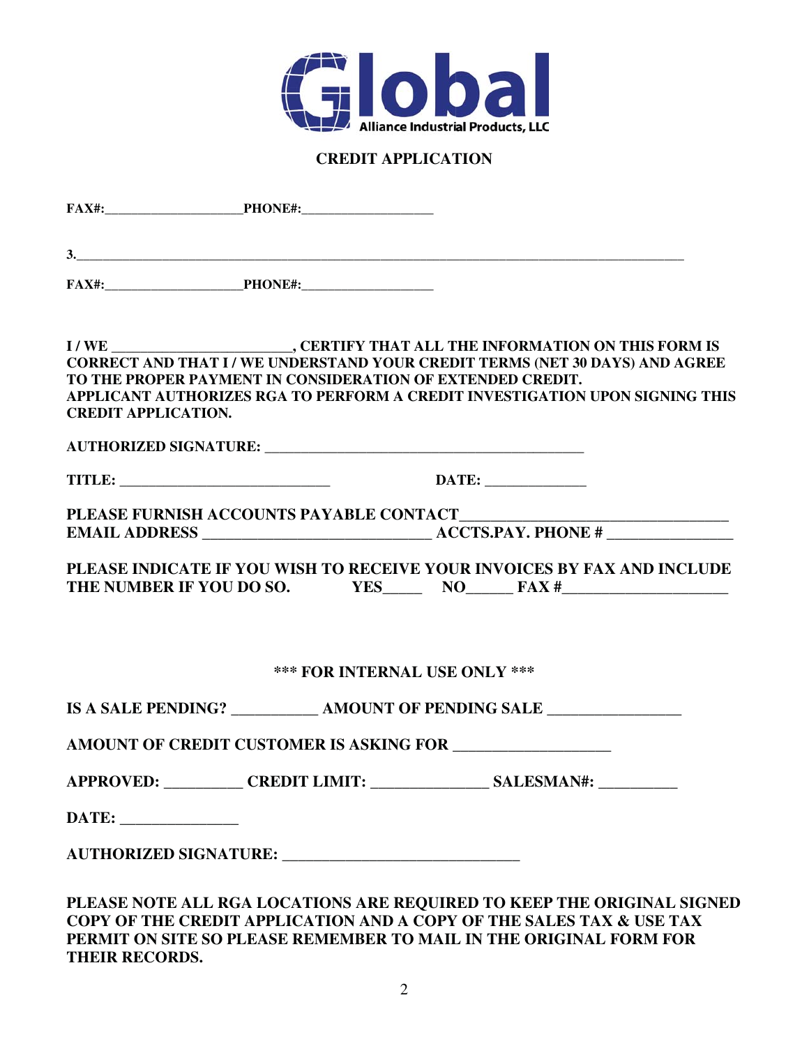Global
Alliance Industrial Products, LLC

## CREDIT APPLICATION

**FAX#:\_\_\_\_\_\_\_\_\_\_\_\_\_\_\_\_\_\_\_\_PHONE#:\_\_\_\_\_\_\_\_\_\_\_\_\_\_\_\_\_\_\_\_**

**3.\_\_\_\_\_\_\_\_\_\_\_\_\_\_\_\_\_\_\_\_\_\_\_\_\_\_\_\_\_\_\_\_\_\_\_\_\_\_\_\_\_\_\_\_\_\_\_\_\_\_\_\_\_\_\_\_\_\_\_\_\_\_\_\_\_\_\_\_\_\_\_\_\_\_\_\_\_\_\_\_\_\_\_\_\_\_\_\_\_\_**

**FAX#:\_\_\_\_\_\_\_\_\_\_\_\_\_\_\_\_\_\_\_\_PHONE#:\_\_\_\_\_\_\_\_\_\_\_\_\_\_\_\_\_\_\_\_**

**I / WE \_\_\_\_\_\_\_\_\_\_\_\_\_\_\_\_\_\_\_\_\_\_\_\_\_, CERTIFY THAT ALL THE INFORMATION ON THIS FORM IS CORRECT AND THAT I / WE UNDERSTAND YOUR CREDIT TERMS (NET 30 DAYS) AND AGREE TO THE PROPER PAYMENT IN CONSIDERATION OF EXTENDED CREDIT. APPLICANT AUTHORIZES RGA TO PERFORM A CREDIT INVESTIGATION UPON SIGNING THIS CREDIT APPLICATION.**

**AUTHORIZED SIGNATURE: \_\_\_\_\_\_\_\_\_\_\_\_\_\_\_\_\_\_\_\_\_\_\_\_\_\_\_\_\_\_\_\_\_\_\_\_\_\_\_\_\_\_\_\_\_\_**

**TITLE: \_\_\_\_\_\_\_\_\_\_\_\_\_\_\_\_\_\_\_\_\_\_\_\_\_\_\_\_\_\_ DATE: \_\_\_\_\_\_\_\_\_\_\_\_\_\_\_**

**PLEASE FURNISH ACCOUNTS PAYABLE CONTACT\_\_\_\_\_\_\_\_\_\_\_\_\_\_\_\_\_\_\_\_\_\_\_\_\_\_\_\_\_\_\_\_\_\_\_\_\_\_**
**EMAIL ADDRESS \_\_\_\_\_\_\_\_\_\_\_\_\_\_\_\_\_\_\_\_\_\_\_\_\_\_\_\_\_\_\_\_ ACCTS.PAY. PHONE # \_\_\_\_\_\_\_\_\_\_\_\_\_\_\_\_\_\_**

**PLEASE INDICATE IF YOU WISH TO RECEIVE YOUR INVOICES BY FAX AND INCLUDE THE NUMBER IF YOU DO SO. YES\_\_\_\_\_ NO\_\_\_\_\_\_ FAX #\_\_\_\_\_\_\_\_\_\_\_\_\_\_\_\_\_\_\_\_\_\_\_**

**\*\*\* FOR INTERNAL USE ONLY \*\*\***

**IS A SALE PENDING? \_\_\_\_\_\_\_\_\_\_\_ AMOUNT OF PENDING SALE \_\_\_\_\_\_\_\_\_\_\_\_\_\_\_\_\_**

**AMOUNT OF CREDIT CUSTOMER IS ASKING FOR \_\_\_\_\_\_\_\_\_\_\_\_\_\_\_\_\_\_\_\_**

**APPROVED: \_\_\_\_\_\_\_\_\_\_ CREDIT LIMIT: \_\_\_\_\_\_\_\_\_\_\_\_\_\_\_ SALESMAN#: \_\_\_\_\_\_\_\_\_\_**

**DATE: \_\_\_\_\_\_\_\_\_\_\_\_\_\_\_**

**AUTHORIZED SIGNATURE: \_\_\_\_\_\_\_\_\_\_\_\_\_\_\_\_\_\_\_\_\_\_\_\_\_\_\_\_\_\_\_\_**

**PLEASE NOTE ALL RGA LOCATIONS ARE REQUIRED TO KEEP THE ORIGINAL SIGNED COPY OF THE CREDIT APPLICATION AND A COPY OF THE SALES TAX & USE TAX PERMIT ON SITE SO PLEASE REMEMBER TO MAIL IN THE ORIGINAL FORM FOR THEIR RECORDS.**